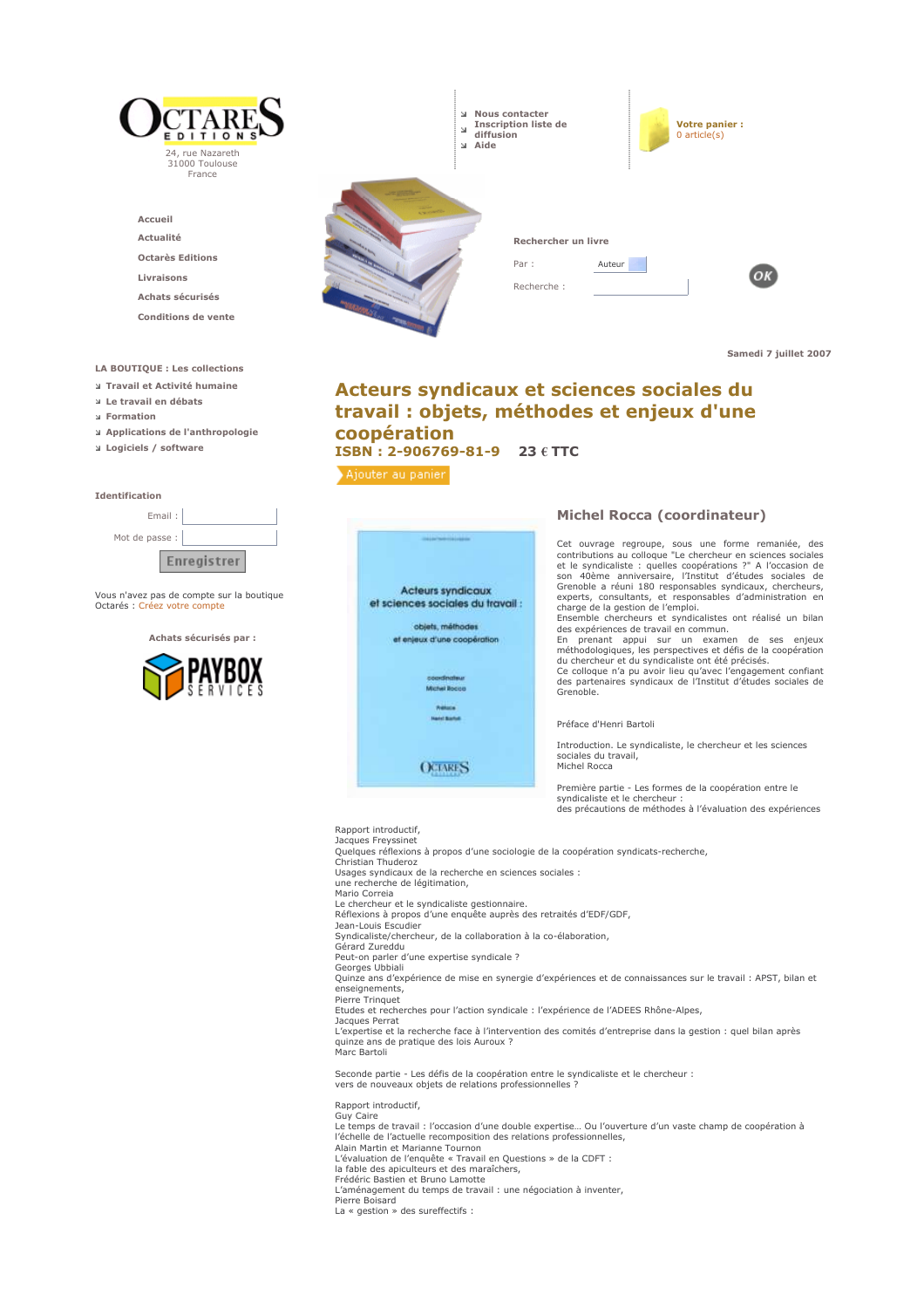OCTARES EDITIONS
24, rue Nazareth
31000 Toulouse
France

- Nous contacter
- Inscription liste de diffusion
- Aide

Votre panier :
0 article(s)

- Accueil
- Actualité
- Octarès Editions
- Livraisons
- Achats sécurisés
- Conditions de vente

Rechercher un livre

Par : Auteur

Recherche :

Samedi 7 juillet 2007

**LA BOUTIQUE : Les collections**

- Travail et Activité humaine
- Le travail en débats
- Formation
- Applications de l'anthropologie
- Logiciels / software

**Identification**

Email :

Mot de passe :

Enregistrer

Vous n'avez pas de compte sur la boutique Octarès : Créez votre compte

Achats sécurisés par :

PAYBOX SERVICES

# Acteurs syndicaux et sciences sociales du travail : objets, méthodes et enjeux d'une coopération

**ISBN : 2-906769-81-9** **23 € TTC**

Ajouter au panier

## Michel Rocca (coordinateur)

Cet ouvrage regroupe, sous une forme remaniée, des contributions au colloque "Le chercheur en sciences sociales et le syndicaliste : quelles coopérations ?" A l'occasion de son 40ème anniversaire, l'Institut d'études sociales de Grenoble a réuni 180 responsables syndicaux, chercheurs, experts, consultants, et responsables d'administration en charge de la gestion de l'emploi.
Ensemble chercheurs et syndicalistes ont réalisé un bilan des expériences de travail en commun.
En prenant appui sur un examen de ses enjeux méthodologiques, les perspectives et défis de la coopération du chercheur et du syndicaliste ont été précisés.
Ce colloque n'a pu avoir lieu qu'avec l'engagement confiant des partenaires syndicaux de l'Institut d'études sociales de Grenoble.

Préface d'Henri Bartoli

Introduction. Le syndicaliste, le chercheur et les sciences sociales du travail,
Michel Rocca

Première partie - Les formes de la coopération entre le syndicaliste et le chercheur :
des précautions de méthodes à l'évaluation des expériences

Rapport introductif,
Jacques Freyssinet
Quelques réflexions à propos d'une sociologie de la coopération syndicats-recherche,
Christian Thuderoz
Usages syndicaux de la recherche en sciences sociales :
une recherche de légitimation,
Mario Correia
Le chercheur et le syndicaliste gestionnaire.
Réflexions à propos d'une enquête auprès des retraités d'EDF/GDF,
Jean-Louis Escudier
Syndicaliste/chercheur, de la collaboration à la co-élaboration,
Gérard Zureddu
Peut-on parler d'une expertise syndicale ?
Georges Ubbiali
Quinze ans d'expérience de mise en synergie d'expériences et de connaissances sur le travail : APST, bilan et enseignements,
Pierre Trinquet
Etudes et recherches pour l'action syndicale : l'expérience de l'ADEES Rhône-Alpes,
Jacques Perrat
L'expertise et la recherche face à l'intervention des comités d'entreprise dans la gestion : quel bilan après quinze ans de pratique des lois Auroux ?
Marc Bartoli

Seconde partie - Les défis de la coopération entre le syndicaliste et le chercheur :
vers de nouveaux objets de relations professionnelles ?

Rapport introductif,
Guy Caire
Le temps de travail : l'occasion d'une double expertise... Ou l'ouverture d'un vaste champ de coopération à l'échelle de l'actuelle recomposition des relations professionnelles,
Alain Martin et Marianne Tournon
L'évaluation de l'enquête « Travail en Questions » de la CDFT :
la fable des apiculteurs et des maraîchers,
Frédéric Bastien et Bruno Lamotte
L'aménagement du temps de travail : une négociation à inventer,
Pierre Boisard
La « gestion » des sureffectifs :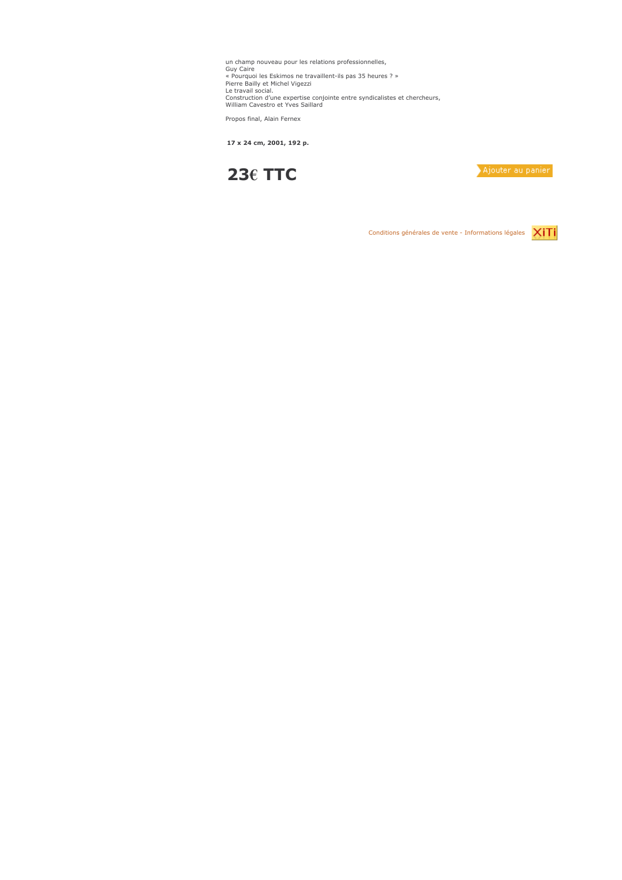un champ nouveau pour les relations professionnelles,
Guy Caire
« Pourquoi les Eskimos ne travaillent-ils pas 35 heures ? »
Pierre Bailly et Michel Vigezzi
Le travail social.
Construction d'une expertise conjointe entre syndicalistes et chercheurs,
William Cavestro et Yves Saillard

Propos final, Alain Fernex

**17 x 24 cm, 2001, 192 p.**

# 23€ TTC

Ajouter au panier

Conditions générales de vente - Informations légales